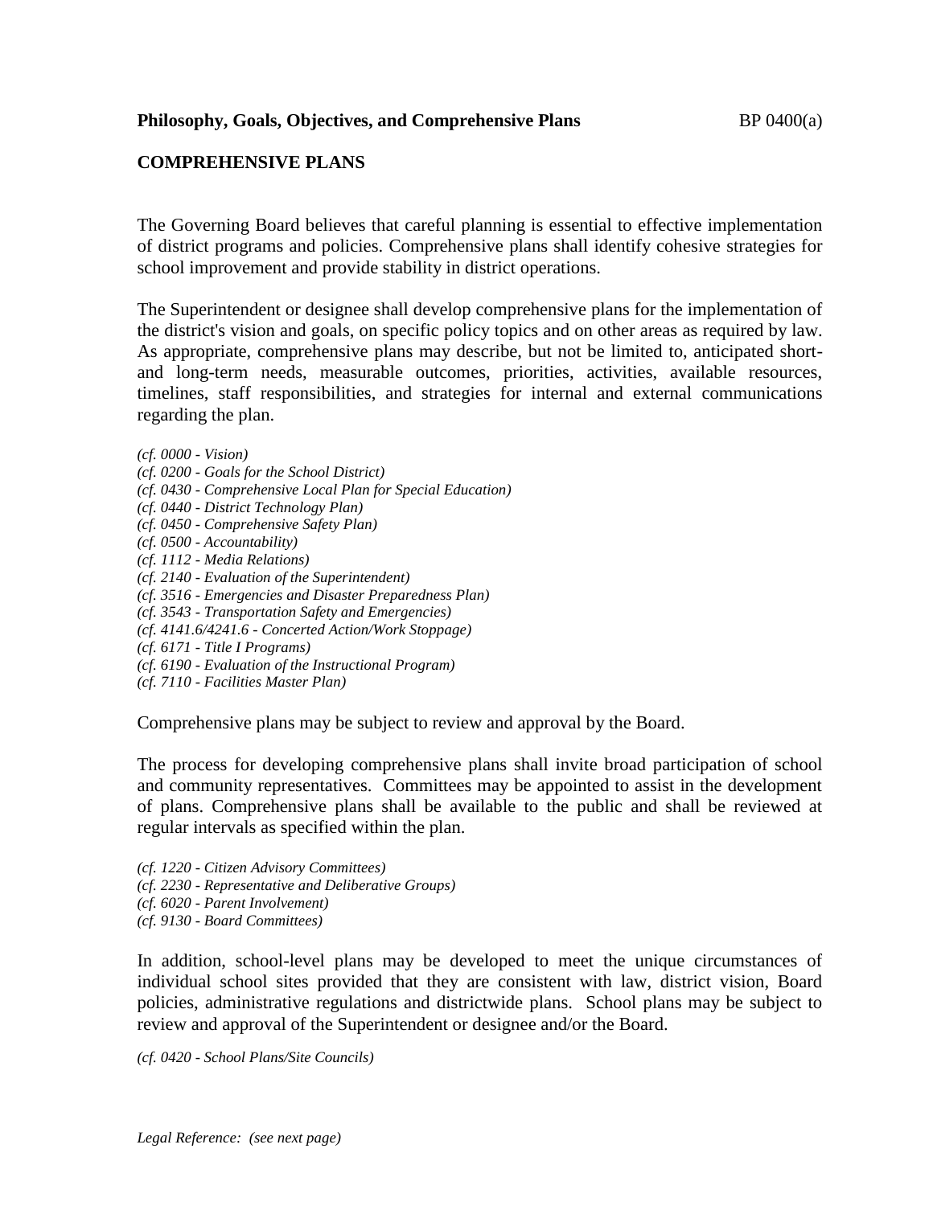**Philosophy, Goals, Objectives, and Comprehensive Plans** BP 0400(a)

## COMPREHENSIVE PLANS

The Governing Board believes that careful planning is essential to effective implementation of district programs and policies. Comprehensive plans shall identify cohesive strategies for school improvement and provide stability in district operations.

The Superintendent or designee shall develop comprehensive plans for the implementation of the district's vision and goals, on specific policy topics and on other areas as required by law. As appropriate, comprehensive plans may describe, but not be limited to, anticipated short- and long-term needs, measurable outcomes, priorities, activities, available resources, timelines, staff responsibilities, and strategies for internal and external communications regarding the plan.

*(cf. 0000 - Vision)*
*(cf. 0200 - Goals for the School District)*
*(cf. 0430 - Comprehensive Local Plan for Special Education)*
*(cf. 0440 - District Technology Plan)*
*(cf. 0450 - Comprehensive Safety Plan)*
*(cf. 0500 - Accountability)*
*(cf. 1112 - Media Relations)*
*(cf. 2140 - Evaluation of the Superintendent)*
*(cf. 3516 - Emergencies and Disaster Preparedness Plan)*
*(cf. 3543 - Transportation Safety and Emergencies)*
*(cf. 4141.6/4241.6 - Concerted Action/Work Stoppage)*
*(cf. 6171 - Title I Programs)*
*(cf. 6190 - Evaluation of the Instructional Program)*
*(cf. 7110 - Facilities Master Plan)*

Comprehensive plans may be subject to review and approval by the Board.

The process for developing comprehensive plans shall invite broad participation of school and community representatives. Committees may be appointed to assist in the development of plans. Comprehensive plans shall be available to the public and shall be reviewed at regular intervals as specified within the plan.

*(cf. 1220 - Citizen Advisory Committees)*
*(cf. 2230 - Representative and Deliberative Groups)*
*(cf. 6020 - Parent Involvement)*
*(cf. 9130 - Board Committees)*

In addition, school-level plans may be developed to meet the unique circumstances of individual school sites provided that they are consistent with law, district vision, Board policies, administrative regulations and districtwide plans. School plans may be subject to review and approval of the Superintendent or designee and/or the Board.

*(cf. 0420 - School Plans/Site Councils)*

*Legal Reference: (see next page)*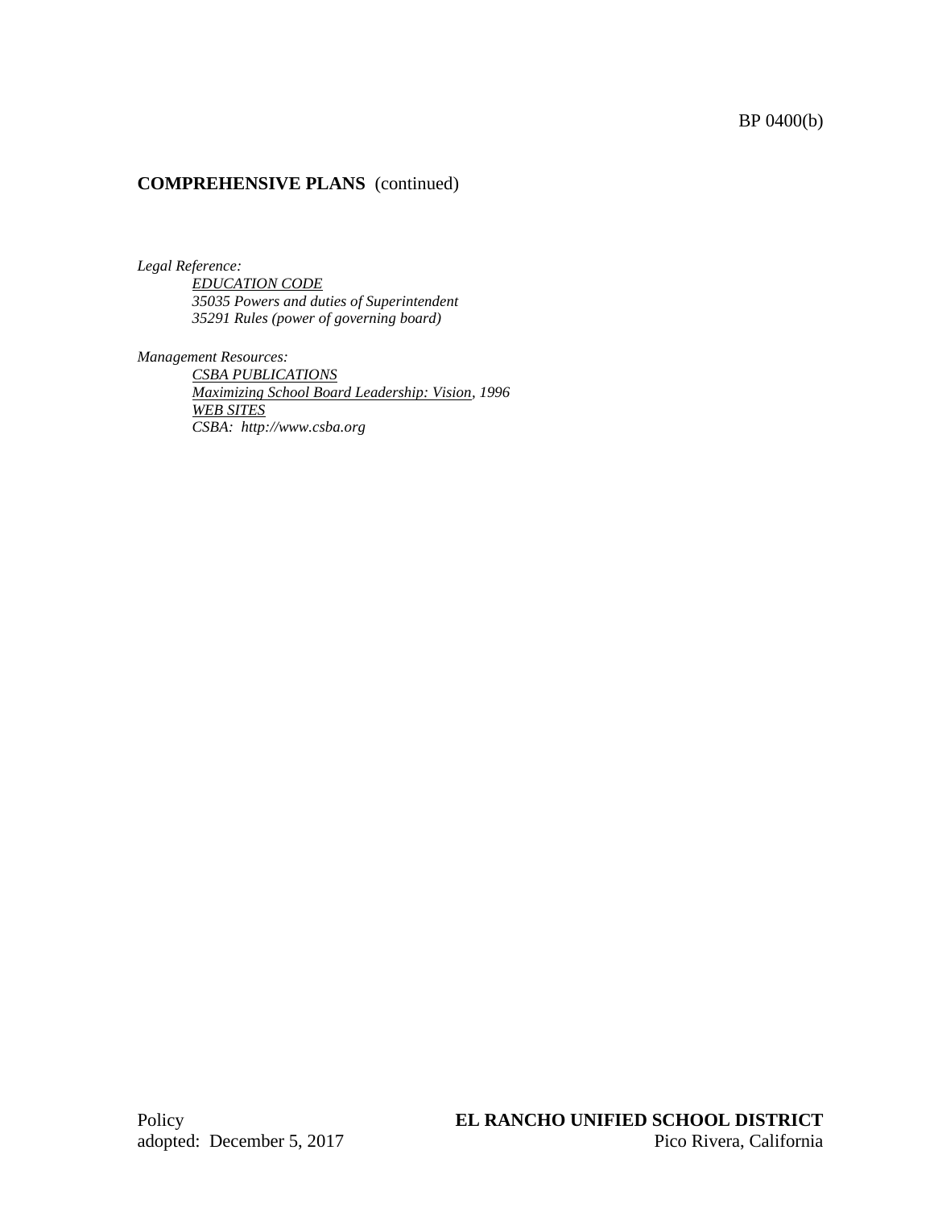## COMPREHENSIVE PLANS (continued)

*Legal Reference:*

*EDUCATION CODE*
*35035 Powers and duties of Superintendent*
*35291 Rules (power of governing board)*

*Management Resources:*

*CSBA PUBLICATIONS*
*Maximizing School Board Leadership: Vision, 1996*
*WEB SITES*
*CSBA: http://www.csba.org*

Policy
adopted: December 5, 2017

**EL RANCHO UNIFIED SCHOOL DISTRICT**
Pico Rivera, California